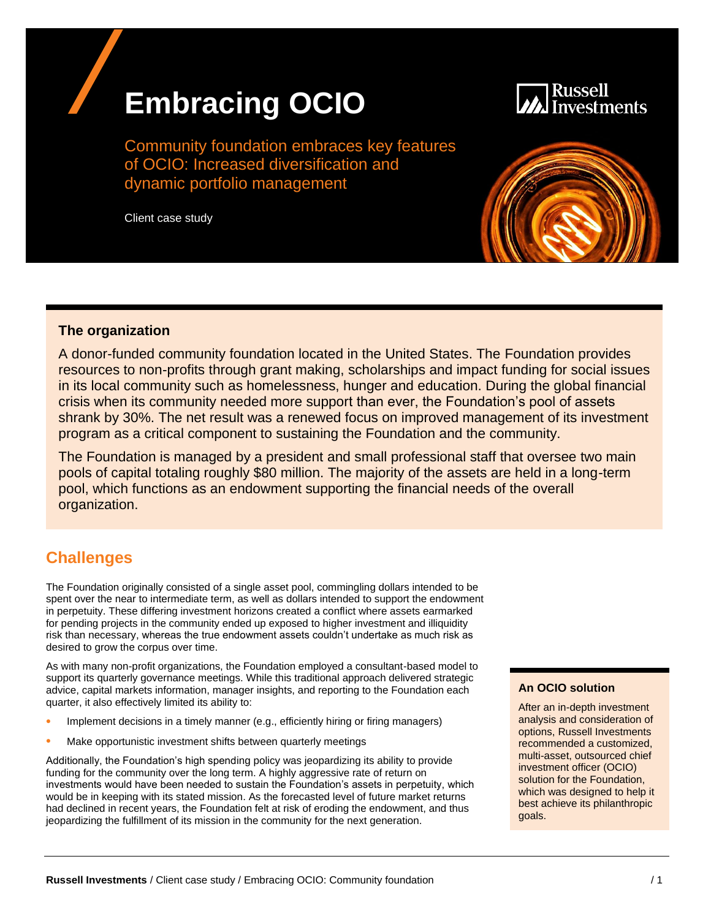# Embracing OCIO

Community foundation embraces key features of OCIO: Increased diversification and dynamic portfolio management

Client case study

### The organization

A donor-funded community foundation located in the United States. The Foundation provides resources to non-profits through grant making, scholarships and impact funding for social issues in its local community such as homelessness, hunger and education. During the global financial crisis when its community needed more support than ever, the Foundation's pool of assets shrank by 30%. The net result was a renewed focus on improved management of its investment program as a critical component to sustaining the Foundation and the community.

The Foundation is managed by a president and small professional staff that oversee two main pools of capital totaling roughly $80 million. The majority of the assets are held in a long-term pool, which functions as an endowment supporting the financial needs of the overall organization.

## Challenges

The Foundation originally consisted of a single asset pool, commingling dollars intended to be spent over the near to intermediate term, as well as dollars intended to support the endowment in perpetuity. These differing investment horizons created a conflict where assets earmarked for pending projects in the community ended up exposed to higher investment and illiquidity risk than necessary, whereas the true endowment assets couldn't undertake as much risk as desired to grow the corpus over time.

As with many non-profit organizations, the Foundation employed a consultant-based model to support its quarterly governance meetings. While this traditional approach delivered strategic advice, capital markets information, manager insights, and reporting to the Foundation each quarter, it also effectively limited its ability to:

- Implement decisions in a timely manner (e.g., efficiently hiring or firing managers)
- Make opportunistic investment shifts between quarterly meetings

Additionally, the Foundation's high spending policy was jeopardizing its ability to provide funding for the community over the long term. A highly aggressive rate of return on investments would have been needed to sustain the Foundation's assets in perpetuity, which would be in keeping with its stated mission. As the forecasted level of future market returns had declined in recent years, the Foundation felt at risk of eroding the endowment, and thus jeopardizing the fulfillment of its mission in the community for the next generation.

### An OCIO solution

After an in-depth investment analysis and consideration of options, Russell Investments recommended a customized, multi-asset, outsourced chief investment officer (OCIO) solution for the Foundation, which was designed to help it best achieve its philanthropic goals.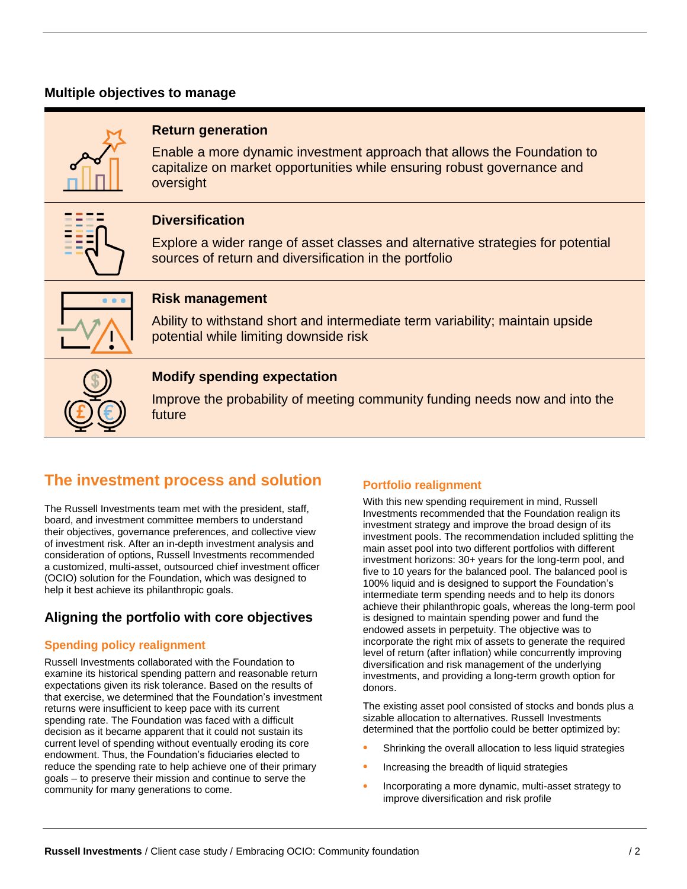## Multiple objectives to manage

**Return generation**

Enable a more dynamic investment approach that allows the Foundation to capitalize on market opportunities while ensuring robust governance and oversight

**Diversification**

Explore a wider range of asset classes and alternative strategies for potential sources of return and diversification in the portfolio

**Risk management**

Ability to withstand short and intermediate term variability; maintain upside potential while limiting downside risk

**Modify spending expectation**

Improve the probability of meeting community funding needs now and into the future

# The investment process and solution

The Russell Investments team met with the president, staff, board, and investment committee members to understand their objectives, governance preferences, and collective view of investment risk. After an in-depth investment analysis and consideration of options, Russell Investments recommended a customized, multi-asset, outsourced chief investment officer (OCIO) solution for the Foundation, which was designed to help it best achieve its philanthropic goals.

## Aligning the portfolio with core objectives

### Spending policy realignment

Russell Investments collaborated with the Foundation to examine its historical spending pattern and reasonable return expectations given its risk tolerance. Based on the results of that exercise, we determined that the Foundation's investment returns were insufficient to keep pace with its current spending rate. The Foundation was faced with a difficult decision as it became apparent that it could not sustain its current level of spending without eventually eroding its core endowment. Thus, the Foundation's fiduciaries elected to reduce the spending rate to help achieve one of their primary goals – to preserve their mission and continue to serve the community for many generations to come.

### Portfolio realignment

With this new spending requirement in mind, Russell Investments recommended that the Foundation realign its investment strategy and improve the broad design of its investment pools. The recommendation included splitting the main asset pool into two different portfolios with different investment horizons: 30+ years for the long-term pool, and five to 10 years for the balanced pool. The balanced pool is 100% liquid and is designed to support the Foundation's intermediate term spending needs and to help its donors achieve their philanthropic goals, whereas the long-term pool is designed to maintain spending power and fund the endowed assets in perpetuity. The objective was to incorporate the right mix of assets to generate the required level of return (after inflation) while concurrently improving diversification and risk management of the underlying investments, and providing a long-term growth option for donors.

The existing asset pool consisted of stocks and bonds plus a sizable allocation to alternatives. Russell Investments determined that the portfolio could be better optimized by:

- Shrinking the overall allocation to less liquid strategies
- Increasing the breadth of liquid strategies
- Incorporating a more dynamic, multi-asset strategy to improve diversification and risk profile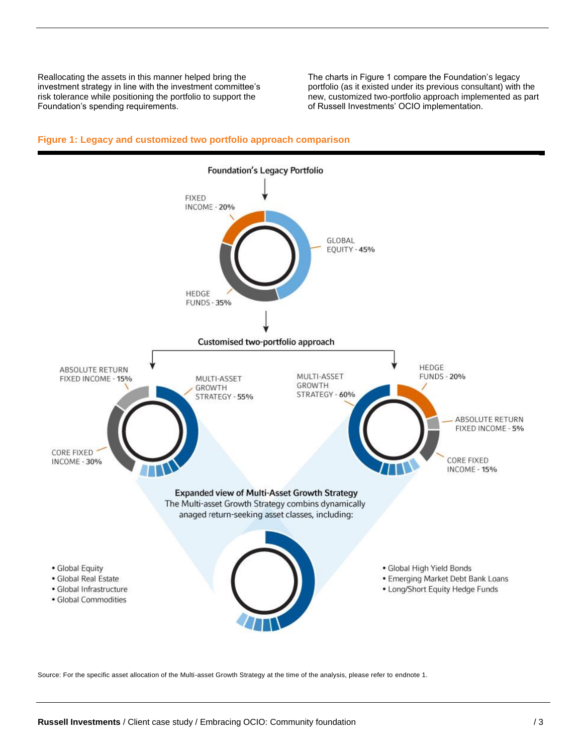Reallocating the assets in this manner helped bring the investment strategy in line with the investment committee's risk tolerance while positioning the portfolio to support the Foundation's spending requirements.

The charts in Figure 1 compare the Foundation's legacy portfolio (as it existed under its previous consultant) with the new, customized two-portfolio approach implemented as part of Russell Investments' OCIO implementation.

**Figure 1: Legacy and customized two portfolio approach comparison**

**Foundation's Legacy Portfolio**

- FIXED INCOME - **20%**
- GLOBAL EQUITY - **45%**
- HEDGE FUNDS - **35%**

**Customised two-portfolio approach**

Portfolio 1:

- ABSOLUTE RETURN FIXED INCOME - **15%**
- MULTI-ASSET GROWTH STRATEGY - **55%**
- CORE FIXED INCOME - **30%**

Portfolio 2:

- MULTI-ASSET GROWTH STRATEGY - **60%**
- HEDGE FUNDS - **20%**
- ABSOLUTE RETURN FIXED INCOME - **5%**
- CORE FIXED INCOME - **15%**

**Expanded view of Multi-Asset Growth Strategy**

The Multi-asset Growth Strategy combins dynamically anaged return-seeking asset classes, including:

- Global Equity
- Global Real Estate
- Global Infrastructure
- Global Commodities
- Global High Yield Bonds
- Emerging Market Debt Bank Loans
- Long/Short Equity Hedge Funds

Source: For the specific asset allocation of the Multi-asset Growth Strategy at the time of the analysis, please refer to endnote 1.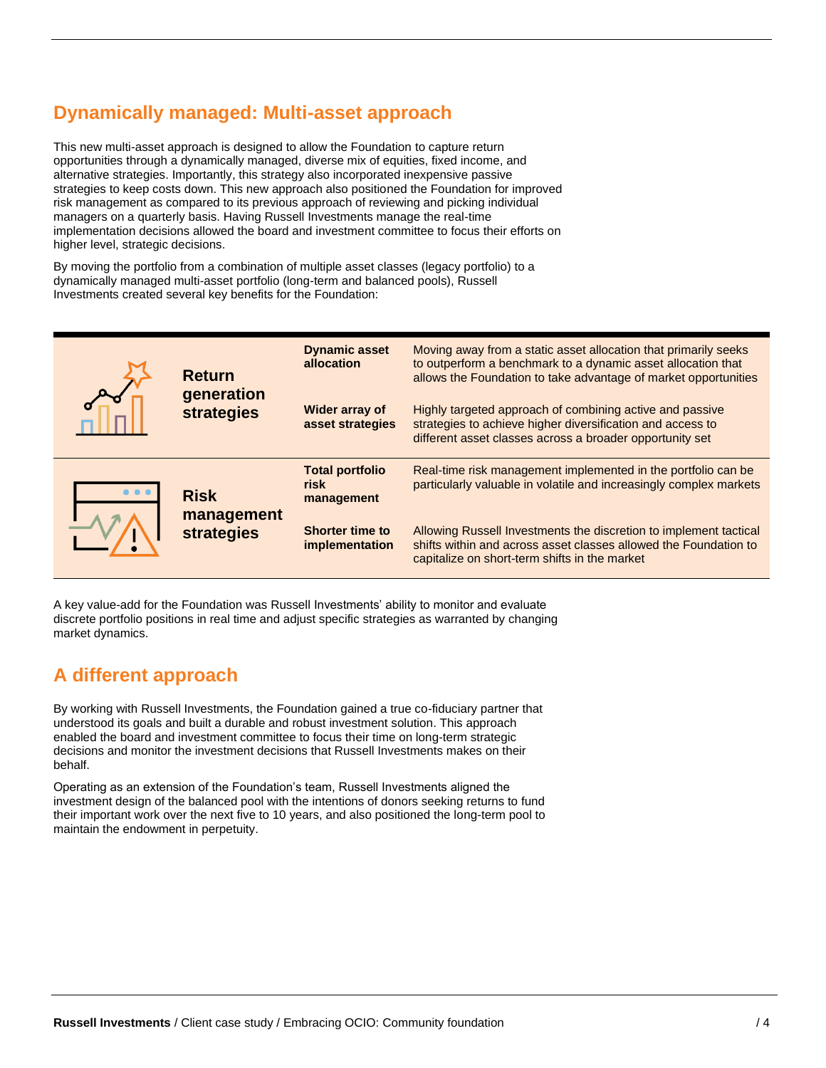## Dynamically managed: Multi-asset approach

This new multi-asset approach is designed to allow the Foundation to capture return opportunities through a dynamically managed, diverse mix of equities, fixed income, and alternative strategies. Importantly, this strategy also incorporated inexpensive passive strategies to keep costs down. This new approach also positioned the Foundation for improved risk management as compared to its previous approach of reviewing and picking individual managers on a quarterly basis. Having Russell Investments manage the real-time implementation decisions allowed the board and investment committee to focus their efforts on higher level, strategic decisions.

By moving the portfolio from a combination of multiple asset classes (legacy portfolio) to a dynamically managed multi-asset portfolio (long-term and balanced pools), Russell Investments created several key benefits for the Foundation:

| | | |
|---|---|---|
| **Return generation strategies** | **Dynamic asset allocation** | Moving away from a static asset allocation that primarily seeks to outperform a benchmark to a dynamic asset allocation that allows the Foundation to take advantage of market opportunities |
| | **Wider array of asset strategies** | Highly targeted approach of combining active and passive strategies to achieve higher diversification and access to different asset classes across a broader opportunity set |
| **Risk management strategies** | **Total portfolio risk management** | Real-time risk management implemented in the portfolio can be particularly valuable in volatile and increasingly complex markets |
| | **Shorter time to implementation** | Allowing Russell Investments the discretion to implement tactical shifts within and across asset classes allowed the Foundation to capitalize on short-term shifts in the market |

A key value-add for the Foundation was Russell Investments' ability to monitor and evaluate discrete portfolio positions in real time and adjust specific strategies as warranted by changing market dynamics.

## A different approach

By working with Russell Investments, the Foundation gained a true co-fiduciary partner that understood its goals and built a durable and robust investment solution. This approach enabled the board and investment committee to focus their time on long-term strategic decisions and monitor the investment decisions that Russell Investments makes on their behalf.

Operating as an extension of the Foundation's team, Russell Investments aligned the investment design of the balanced pool with the intentions of donors seeking returns to fund their important work over the next five to 10 years, and also positioned the long-term pool to maintain the endowment in perpetuity.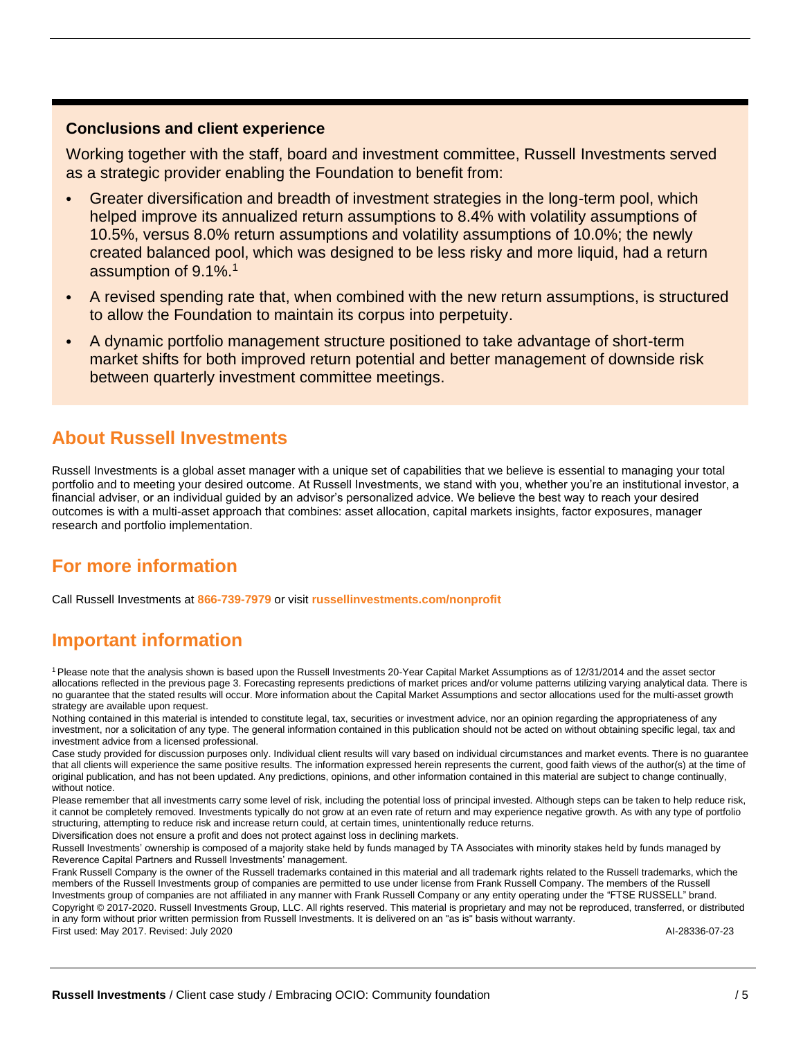### Conclusions and client experience

Working together with the staff, board and investment committee, Russell Investments served as a strategic provider enabling the Foundation to benefit from:

- Greater diversification and breadth of investment strategies in the long-term pool, which helped improve its annualized return assumptions to 8.4% with volatility assumptions of 10.5%, versus 8.0% return assumptions and volatility assumptions of 10.0%; the newly created balanced pool, which was designed to be less risky and more liquid, had a return assumption of 9.1%.[1]
- A revised spending rate that, when combined with the new return assumptions, is structured to allow the Foundation to maintain its corpus into perpetuity.
- A dynamic portfolio management structure positioned to take advantage of short-term market shifts for both improved return potential and better management of downside risk between quarterly investment committee meetings.

## About Russell Investments

Russell Investments is a global asset manager with a unique set of capabilities that we believe is essential to managing your total portfolio and to meeting your desired outcome. At Russell Investments, we stand with you, whether you're an institutional investor, a financial adviser, or an individual guided by an advisor's personalized advice. We believe the best way to reach your desired outcomes is with a multi-asset approach that combines: asset allocation, capital markets insights, factor exposures, manager research and portfolio implementation.

## For more information

Call Russell Investments at **866-739-7979** or visit **russellinvestments.com/nonprofit**

## Important information

[1] Please note that the analysis shown is based upon the Russell Investments 20-Year Capital Market Assumptions as of 12/31/2014 and the asset sector allocations reflected in the previous page 3. Forecasting represents predictions of market prices and/or volume patterns utilizing varying analytical data. There is no guarantee that the stated results will occur. More information about the Capital Market Assumptions and sector allocations used for the multi-asset growth strategy are available upon request.

Nothing contained in this material is intended to constitute legal, tax, securities or investment advice, nor an opinion regarding the appropriateness of any investment, nor a solicitation of any type. The general information contained in this publication should not be acted on without obtaining specific legal, tax and investment advice from a licensed professional.

Case study provided for discussion purposes only. Individual client results will vary based on individual circumstances and market events. There is no guarantee that all clients will experience the same positive results. The information expressed herein represents the current, good faith views of the author(s) at the time of original publication, and has not been updated. Any predictions, opinions, and other information contained in this material are subject to change continually, without notice.

Please remember that all investments carry some level of risk, including the potential loss of principal invested. Although steps can be taken to help reduce risk, it cannot be completely removed. Investments typically do not grow at an even rate of return and may experience negative growth. As with any type of portfolio structuring, attempting to reduce risk and increase return could, at certain times, unintentionally reduce returns.

Diversification does not ensure a profit and does not protect against loss in declining markets.

Russell Investments' ownership is composed of a majority stake held by funds managed by TA Associates with minority stakes held by funds managed by Reverence Capital Partners and Russell Investments' management.

Frank Russell Company is the owner of the Russell trademarks contained in this material and all trademark rights related to the Russell trademarks, which the members of the Russell Investments group of companies are permitted to use under license from Frank Russell Company. The members of the Russell Investments group of companies are not affiliated in any manner with Frank Russell Company or any entity operating under the "FTSE RUSSELL" brand.

Copyright © 2017-2020. Russell Investments Group, LLC. All rights reserved. This material is proprietary and may not be reproduced, transferred, or distributed in any form without prior written permission from Russell Investments. It is delivered on an "as is" basis without warranty.

First used: May 2017. Revised: July 2020

AI-28336-07-23